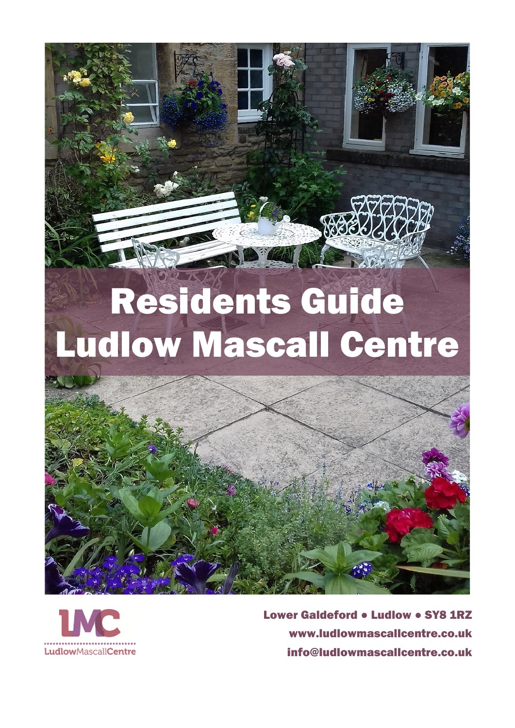# Residents Guide
# Ludlow Mascall Centre

LMC
LudlowMascallCentre

Lower Galdeford • Ludlow • SY8 1RZ
www.ludlowmascallcentre.co.uk
info@ludlowmascallcentre.co.uk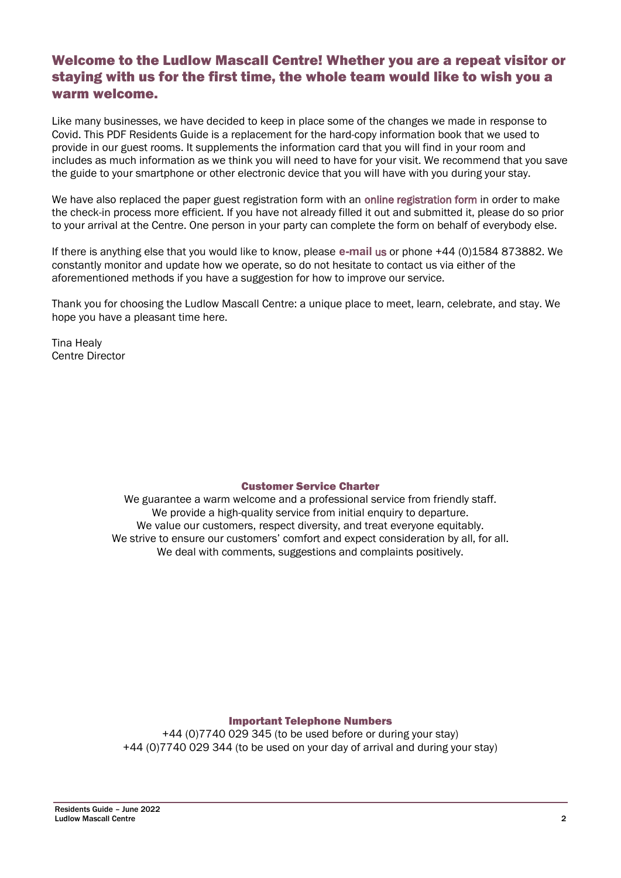## Welcome to the Ludlow Mascall Centre! Whether you are a repeat visitor or staying with us for the first time, the whole team would like to wish you a warm welcome.

Like many businesses, we have decided to keep in place some of the changes we made in response to Covid. This PDF Residents Guide is a replacement for the hard-copy information book that we used to provide in our guest rooms. It supplements the information card that you will find in your room and includes as much information as we think you will need to have for your visit. We recommend that you save the guide to your smartphone or other electronic device that you will have with you during your stay.

We have also replaced the paper guest registration form with an online registration form in order to make the check-in process more efficient. If you have not already filled it out and submitted it, please do so prior to your arrival at the Centre. One person in your party can complete the form on behalf of everybody else.

If there is anything else that you would like to know, please **e-mail** us or phone +44 (0)1584 873882. We constantly monitor and update how we operate, so do not hesitate to contact us via either of the aforementioned methods if you have a suggestion for how to improve our service.

Thank you for choosing the Ludlow Mascall Centre: a unique place to meet, learn, celebrate, and stay. We hope you have a pleasant time here.

Tina Healy
Centre Director

### Customer Service Charter

We guarantee a warm welcome and a professional service from friendly staff.
We provide a high-quality service from initial enquiry to departure.
We value our customers, respect diversity, and treat everyone equitably.
We strive to ensure our customers' comfort and expect consideration by all, for all.
We deal with comments, suggestions and complaints positively.

### Important Telephone Numbers

+44 (0)7740 029 345 (to be used before or during your stay)
+44 (0)7740 029 344 (to be used on your day of arrival and during your stay)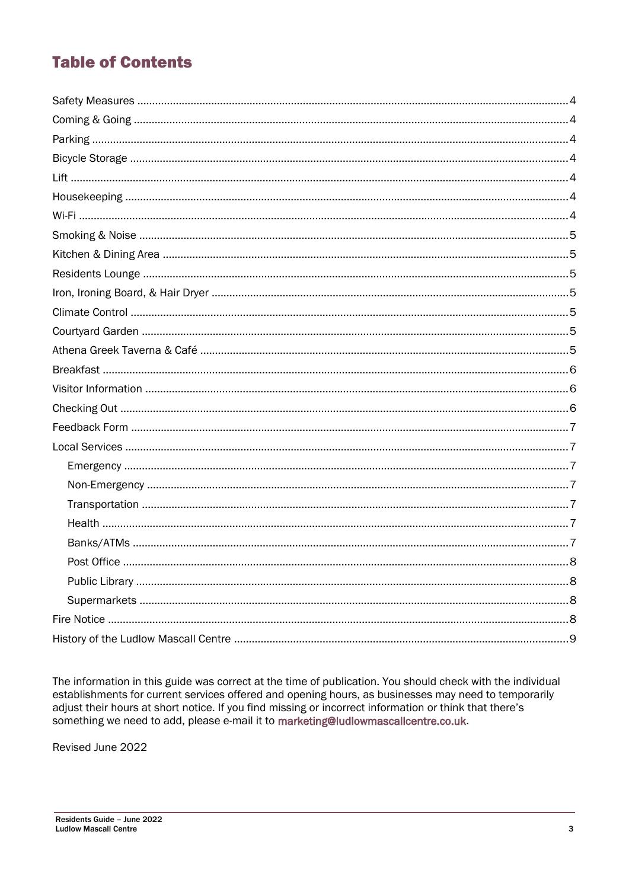# Table of Contents

- Safety Measures ..... 4
- Coming & Going ..... 4
- Parking ..... 4
- Bicycle Storage ..... 4
- Lift ..... 4
- Housekeeping ..... 4
- Wi-Fi ..... 4
- Smoking & Noise ..... 5
- Kitchen & Dining Area ..... 5
- Residents Lounge ..... 5
- Iron, Ironing Board, & Hair Dryer ..... 5
- Climate Control ..... 5
- Courtyard Garden ..... 5
- Athena Greek Taverna & Café ..... 5
- Breakfast ..... 6
- Visitor Information ..... 6
- Checking Out ..... 6
- Feedback Form ..... 7
- Local Services ..... 7
    - Emergency ..... 7
    - Non-Emergency ..... 7
    - Transportation ..... 7
    - Health ..... 7
    - Banks/ATMs ..... 7
    - Post Office ..... 8
    - Public Library ..... 8
    - Supermarkets ..... 8
- Fire Notice ..... 8
- History of the Ludlow Mascall Centre ..... 9

The information in this guide was correct at the time of publication. You should check with the individual establishments for current services offered and opening hours, as businesses may need to temporarily adjust their hours at short notice. If you find missing or incorrect information or think that there's something we need to add, please e-mail it to marketing@ludlowmascallcentre.co.uk.

Revised June 2022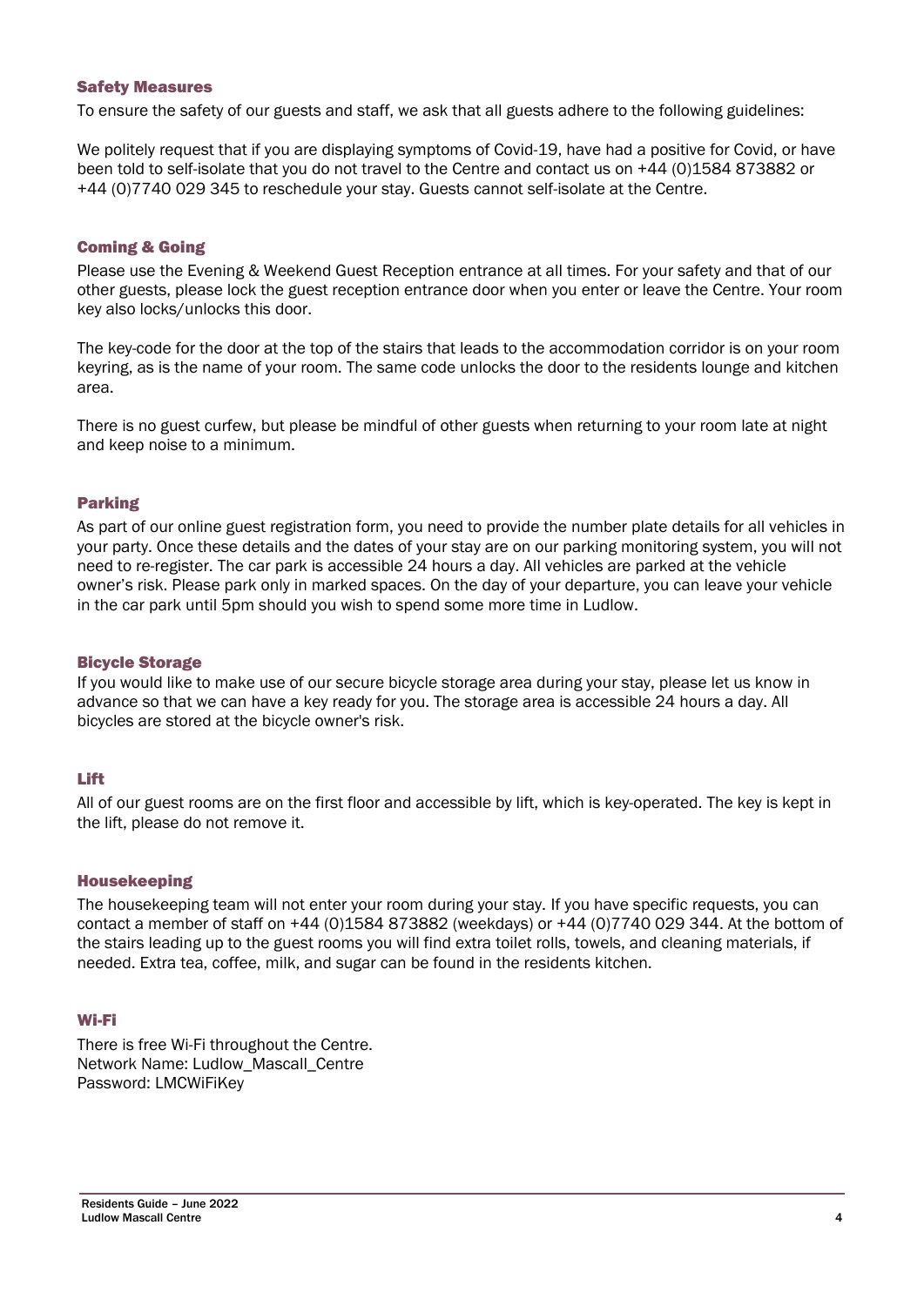## Safety Measures

To ensure the safety of our guests and staff, we ask that all guests adhere to the following guidelines:

We politely request that if you are displaying symptoms of Covid-19, have had a positive for Covid, or have been told to self-isolate that you do not travel to the Centre and contact us on +44 (0)1584 873882 or +44 (0)7740 029 345 to reschedule your stay. Guests cannot self-isolate at the Centre.

## Coming & Going

Please use the Evening & Weekend Guest Reception entrance at all times. For your safety and that of our other guests, please lock the guest reception entrance door when you enter or leave the Centre. Your room key also locks/unlocks this door.

The key-code for the door at the top of the stairs that leads to the accommodation corridor is on your room keyring, as is the name of your room. The same code unlocks the door to the residents lounge and kitchen area.

There is no guest curfew, but please be mindful of other guests when returning to your room late at night and keep noise to a minimum.

## Parking

As part of our online guest registration form, you need to provide the number plate details for all vehicles in your party. Once these details and the dates of your stay are on our parking monitoring system, you will not need to re-register. The car park is accessible 24 hours a day. All vehicles are parked at the vehicle owner's risk. Please park only in marked spaces. On the day of your departure, you can leave your vehicle in the car park until 5pm should you wish to spend some more time in Ludlow.

## Bicycle Storage

If you would like to make use of our secure bicycle storage area during your stay, please let us know in advance so that we can have a key ready for you. The storage area is accessible 24 hours a day. All bicycles are stored at the bicycle owner's risk.

## Lift

All of our guest rooms are on the first floor and accessible by lift, which is key-operated. The key is kept in the lift, please do not remove it.

## Housekeeping

The housekeeping team will not enter your room during your stay. If you have specific requests, you can contact a member of staff on +44 (0)1584 873882 (weekdays) or +44 (0)7740 029 344. At the bottom of the stairs leading up to the guest rooms you will find extra toilet rolls, towels, and cleaning materials, if needed. Extra tea, coffee, milk, and sugar can be found in the residents kitchen.

## Wi-Fi

There is free Wi-Fi throughout the Centre.
Network Name: Ludlow_Mascall_Centre
Password: LMCWiFiKey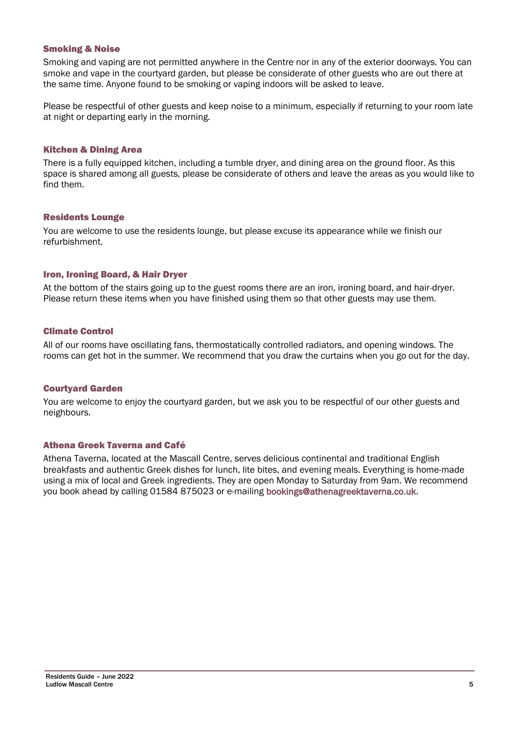## Smoking & Noise

Smoking and vaping are not permitted anywhere in the Centre nor in any of the exterior doorways. You can smoke and vape in the courtyard garden, but please be considerate of other guests who are out there at the same time. Anyone found to be smoking or vaping indoors will be asked to leave.

Please be respectful of other guests and keep noise to a minimum, especially if returning to your room late at night or departing early in the morning.

## Kitchen & Dining Area

There is a fully equipped kitchen, including a tumble dryer, and dining area on the ground floor. As this space is shared among all guests, please be considerate of others and leave the areas as you would like to find them.

## Residents Lounge

You are welcome to use the residents lounge, but please excuse its appearance while we finish our refurbishment.

## Iron, Ironing Board, & Hair Dryer

At the bottom of the stairs going up to the guest rooms there are an iron, ironing board, and hair-dryer. Please return these items when you have finished using them so that other guests may use them.

## Climate Control

All of our rooms have oscillating fans, thermostatically controlled radiators, and opening windows. The rooms can get hot in the summer. We recommend that you draw the curtains when you go out for the day.

## Courtyard Garden

You are welcome to enjoy the courtyard garden, but we ask you to be respectful of our other guests and neighbours.

## Athena Greek Taverna and Café

Athena Taverna, located at the Mascall Centre, serves delicious continental and traditional English breakfasts and authentic Greek dishes for lunch, lite bites, and evening meals. Everything is home-made using a mix of local and Greek ingredients. They are open Monday to Saturday from 9am. We recommend you book ahead by calling 01584 875023 or e-mailing bookings@athenagreektaverna.co.uk.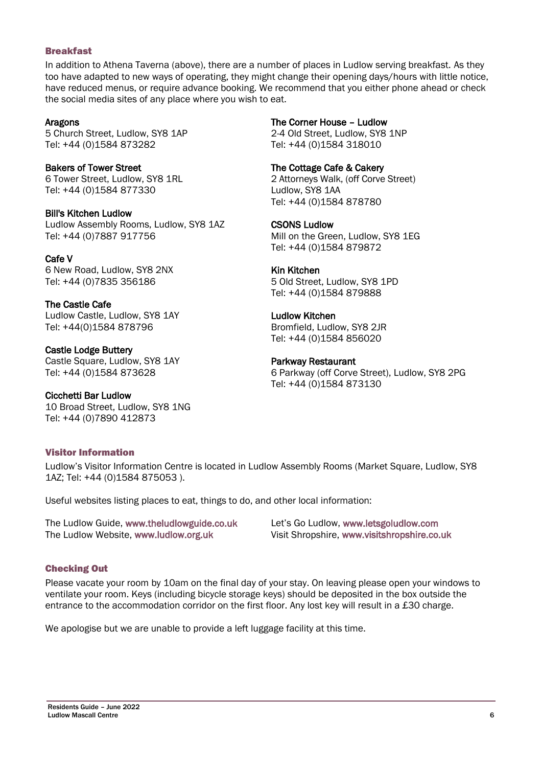## Breakfast

In addition to Athena Taverna (above), there are a number of places in Ludlow serving breakfast. As they too have adapted to new ways of operating, they might change their opening days/hours with little notice, have reduced menus, or require advance booking. We recommend that you either phone ahead or check the social media sites of any place where you wish to eat.

**Aragons**
5 Church Street, Ludlow, SY8 1AP
Tel: +44 (0)1584 873282

**Bakers of Tower Street**
6 Tower Street, Ludlow, SY8 1RL
Tel: +44 (0)1584 877330

**Bill's Kitchen Ludlow**
Ludlow Assembly Rooms, Ludlow, SY8 1AZ
Tel: +44 (0)7887 917756

**Cafe V**
6 New Road, Ludlow, SY8 2NX
Tel: +44 (0)7835 356186

**The Castle Cafe**
Ludlow Castle, Ludlow, SY8 1AY
Tel: +44(0)1584 878796

**Castle Lodge Buttery**
Castle Square, Ludlow, SY8 1AY
Tel: +44 (0)1584 873628

**Cicchetti Bar Ludlow**
10 Broad Street, Ludlow, SY8 1NG
Tel: +44 (0)7890 412873

**The Corner House – Ludlow**
2-4 Old Street, Ludlow, SY8 1NP
Tel: +44 (0)1584 318010

**The Cottage Cafe & Cakery**
2 Attorneys Walk, (off Corve Street)
Ludlow, SY8 1AA
Tel: +44 (0)1584 878780

**CSONS Ludlow**
Mill on the Green, Ludlow, SY8 1EG
Tel: +44 (0)1584 879872

**Kin Kitchen**
5 Old Street, Ludlow, SY8 1PD
Tel: +44 (0)1584 879888

**Ludlow Kitchen**
Bromfield, Ludlow, SY8 2JR
Tel: +44 (0)1584 856020

**Parkway Restaurant**
6 Parkway (off Corve Street), Ludlow, SY8 2PG
Tel: +44 (0)1584 873130

## Visitor Information

Ludlow's Visitor Information Centre is located in Ludlow Assembly Rooms (Market Square, Ludlow, SY8 1AZ; Tel: +44 (0)1584 875053 ).

Useful websites listing places to eat, things to do, and other local information:

The Ludlow Guide, www.theludlowguide.co.uk
The Ludlow Website, www.ludlow.org.uk
Let's Go Ludlow, www.letsgoludlow.com
Visit Shropshire, www.visitshropshire.co.uk

## Checking Out

Please vacate your room by 10am on the final day of your stay. On leaving please open your windows to ventilate your room. Keys (including bicycle storage keys) should be deposited in the box outside the entrance to the accommodation corridor on the first floor. Any lost key will result in a £30 charge.

We apologise but we are unable to provide a left luggage facility at this time.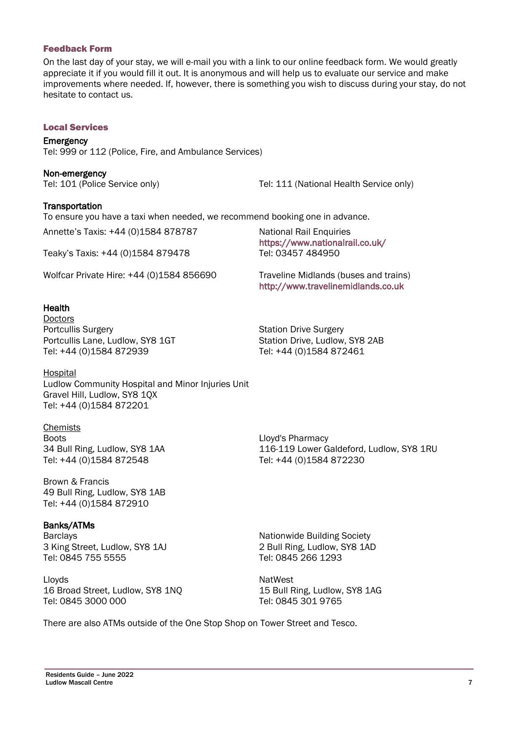## Feedback Form

On the last day of your stay, we will e-mail you with a link to our online feedback form. We would greatly appreciate it if you would fill it out. It is anonymous and will help us to evaluate our service and make improvements where needed. If, however, there is something you wish to discuss during your stay, do not hesitate to contact us.

## Local Services

### Emergency

Tel: 999 or 112 (Police, Fire, and Ambulance Services)

### Non-emergency

Tel: 101 (Police Service only)

Tel: 111 (National Health Service only)

### Transportation

To ensure you have a taxi when needed, we recommend booking one in advance.

Annette's Taxis: +44 (0)1584 878787

Teaky's Taxis: +44 (0)1584 879478

Wolfcar Private Hire: +44 (0)1584 856690

National Rail Enquiries
https://www.nationalrail.co.uk/
Tel: 03457 484950

Traveline Midlands (buses and trains)
http://www.travelinemidlands.co.uk

### Health

**Doctors**

Portcullis Surgery
Portcullis Lane, Ludlow, SY8 1GT
Tel: +44 (0)1584 872939

Station Drive Surgery
Station Drive, Ludlow, SY8 2AB
Tel: +44 (0)1584 872461

**Hospital**

Ludlow Community Hospital and Minor Injuries Unit
Gravel Hill, Ludlow, SY8 1QX
Tel: +44 (0)1584 872201

**Chemists**

Boots
34 Bull Ring, Ludlow, SY8 1AA
Tel: +44 (0)1584 872548

Lloyd's Pharmacy
116-119 Lower Galdeford, Ludlow, SY8 1RU
Tel: +44 (0)1584 872230

Brown & Francis
49 Bull Ring, Ludlow, SY8 1AB
Tel: +44 (0)1584 872910

### Banks/ATMs

Barclays
3 King Street, Ludlow, SY8 1AJ
Tel: 0845 755 5555

Nationwide Building Society
2 Bull Ring, Ludlow, SY8 1AD
Tel: 0845 266 1293

Lloyds
16 Broad Street, Ludlow, SY8 1NQ
Tel: 0845 3000 000

NatWest
15 Bull Ring, Ludlow, SY8 1AG
Tel: 0845 301 9765

There are also ATMs outside of the One Stop Shop on Tower Street and Tesco.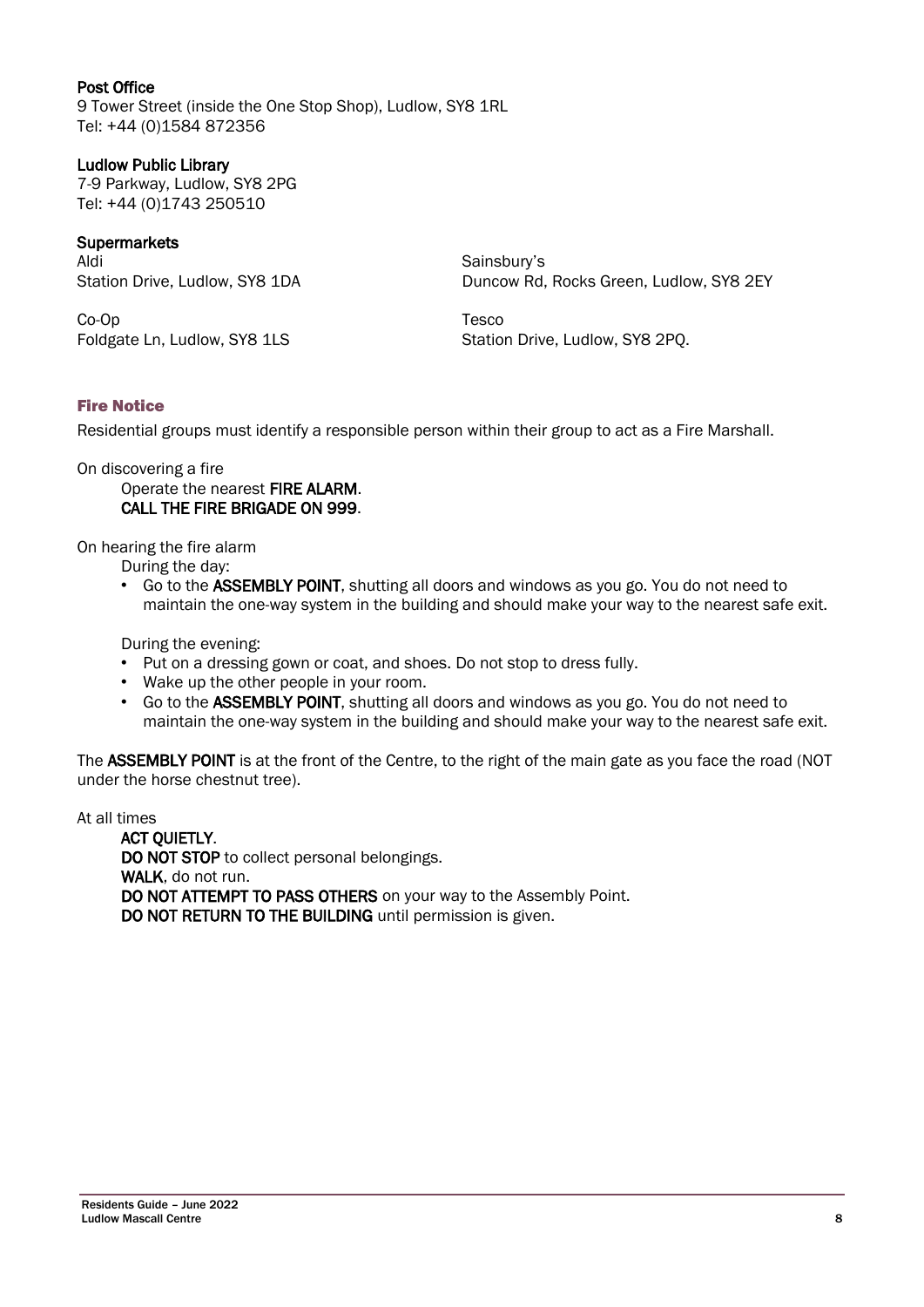**Post Office**
9 Tower Street (inside the One Stop Shop), Ludlow, SY8 1RL
Tel: +44 (0)1584 872356

**Ludlow Public Library**
7-9 Parkway, Ludlow, SY8 2PG
Tel: +44 (0)1743 250510

**Supermarkets**

Aldi
Station Drive, Ludlow, SY8 1DA

Co-Op
Foldgate Ln, Ludlow, SY8 1LS

Sainsbury's
Duncow Rd, Rocks Green, Ludlow, SY8 2EY

Tesco
Station Drive, Ludlow, SY8 2PQ.

## Fire Notice

Residential groups must identify a responsible person within their group to act as a Fire Marshall.

On discovering a fire

Operate the nearest **FIRE ALARM**.
**CALL THE FIRE BRIGADE ON 999**.

On hearing the fire alarm

During the day:

- Go to the **ASSEMBLY POINT**, shutting all doors and windows as you go. You do not need to maintain the one-way system in the building and should make your way to the nearest safe exit.

During the evening:

- Put on a dressing gown or coat, and shoes. Do not stop to dress fully.
- Wake up the other people in your room.
- Go to the **ASSEMBLY POINT**, shutting all doors and windows as you go. You do not need to maintain the one-way system in the building and should make your way to the nearest safe exit.

The **ASSEMBLY POINT** is at the front of the Centre, to the right of the main gate as you face the road (NOT under the horse chestnut tree).

At all times

**ACT QUIETLY**.
**DO NOT STOP** to collect personal belongings.
**WALK**, do not run.
**DO NOT ATTEMPT TO PASS OTHERS** on your way to the Assembly Point.
**DO NOT RETURN TO THE BUILDING** until permission is given.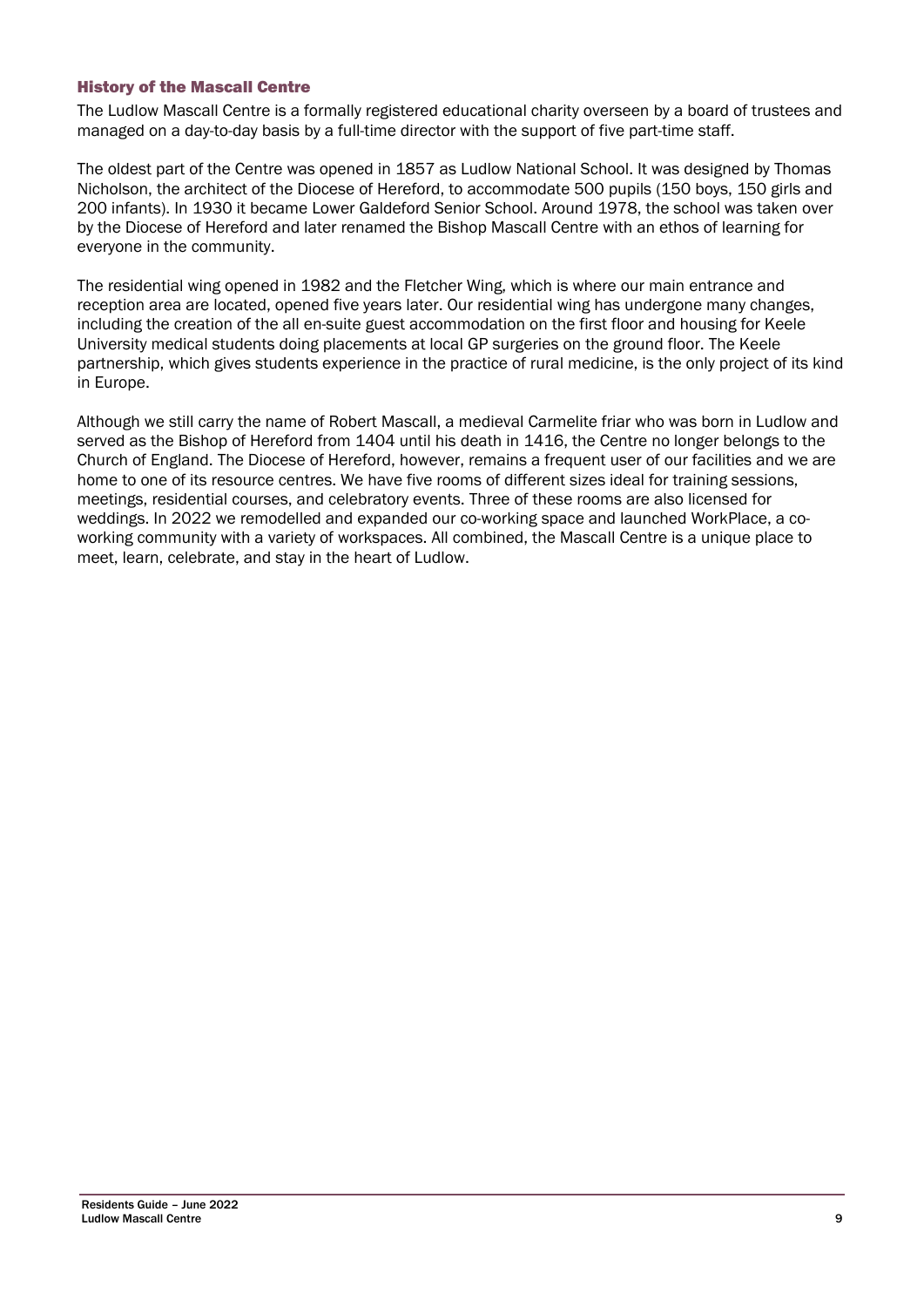## History of the Mascall Centre

The Ludlow Mascall Centre is a formally registered educational charity overseen by a board of trustees and managed on a day-to-day basis by a full-time director with the support of five part-time staff.

The oldest part of the Centre was opened in 1857 as Ludlow National School. It was designed by Thomas Nicholson, the architect of the Diocese of Hereford, to accommodate 500 pupils (150 boys, 150 girls and 200 infants). In 1930 it became Lower Galdeford Senior School. Around 1978, the school was taken over by the Diocese of Hereford and later renamed the Bishop Mascall Centre with an ethos of learning for everyone in the community.

The residential wing opened in 1982 and the Fletcher Wing, which is where our main entrance and reception area are located, opened five years later. Our residential wing has undergone many changes, including the creation of the all en-suite guest accommodation on the first floor and housing for Keele University medical students doing placements at local GP surgeries on the ground floor. The Keele partnership, which gives students experience in the practice of rural medicine, is the only project of its kind in Europe.

Although we still carry the name of Robert Mascall, a medieval Carmelite friar who was born in Ludlow and served as the Bishop of Hereford from 1404 until his death in 1416, the Centre no longer belongs to the Church of England. The Diocese of Hereford, however, remains a frequent user of our facilities and we are home to one of its resource centres. We have five rooms of different sizes ideal for training sessions, meetings, residential courses, and celebratory events. Three of these rooms are also licensed for weddings. In 2022 we remodelled and expanded our co-working space and launched WorkPlace, a co-working community with a variety of workspaces. All combined, the Mascall Centre is a unique place to meet, learn, celebrate, and stay in the heart of Ludlow.